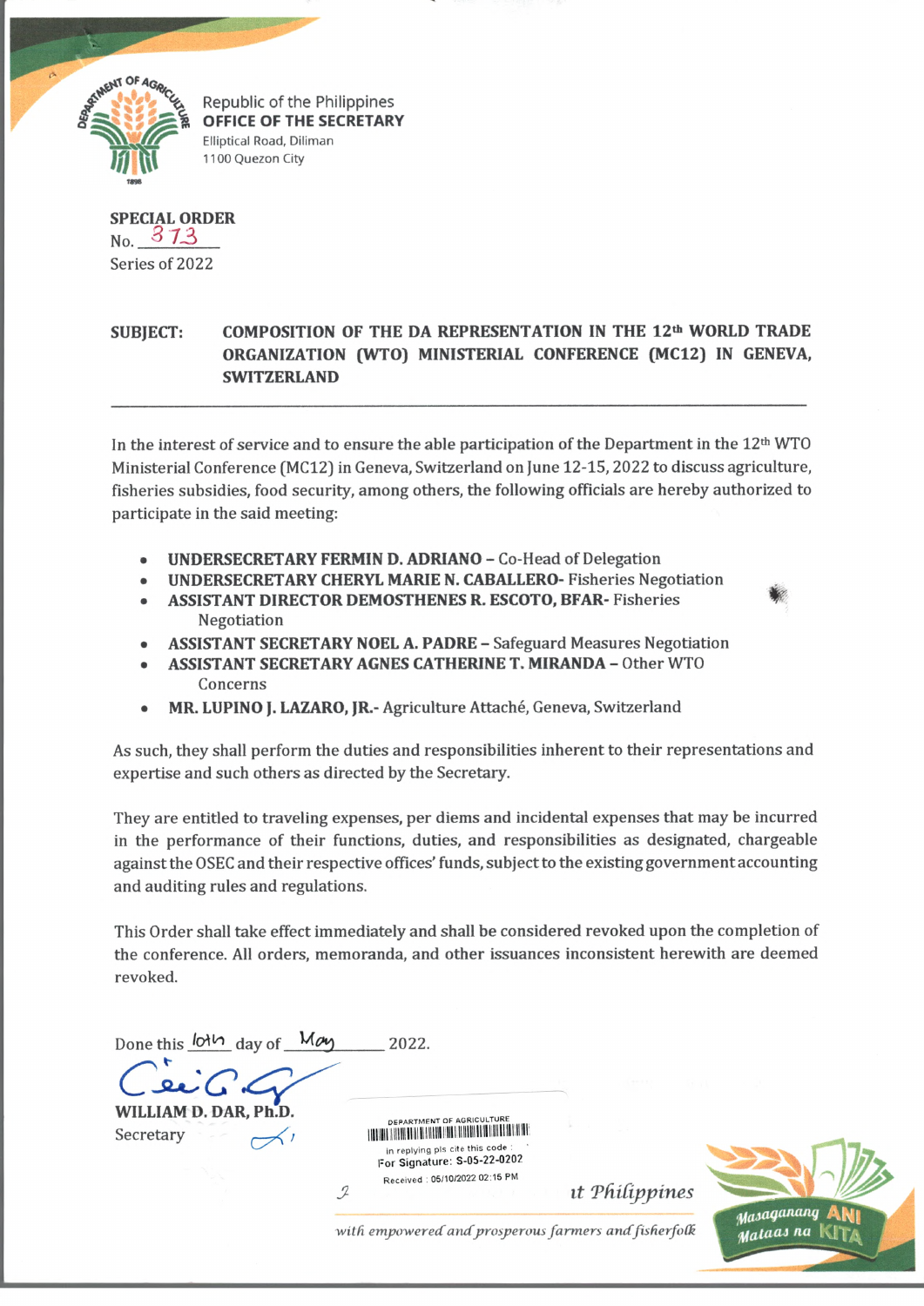Republic of the Philippines
**OFFICE OF THE SECRETARY**
Elliptical Road, Diliman
1100 Quezon City

**SPECIAL ORDER**
No. 373
Series of 2022

**SUBJECT: COMPOSITION OF THE DA REPRESENTATION IN THE 12th WORLD TRADE ORGANIZATION (WTO) MINISTERIAL CONFERENCE (MC12) IN GENEVA, SWITZERLAND**

---

In the interest of service and to ensure the able participation of the Department in the 12th WTO Ministerial Conference (MC12) in Geneva, Switzerland on June 12-15, 2022 to discuss agriculture, fisheries subsidies, food security, among others, the following officials are hereby authorized to participate in the said meeting:

- **UNDERSECRETARY FERMIN D. ADRIANO** – Co-Head of Delegation
- **UNDERSECRETARY CHERYL MARIE N. CABALLERO-** Fisheries Negotiation
- **ASSISTANT DIRECTOR DEMOSTHENES R. ESCOTO, BFAR-** Fisheries Negotiation
- **ASSISTANT SECRETARY NOEL A. PADRE** – Safeguard Measures Negotiation
- **ASSISTANT SECRETARY AGNES CATHERINE T. MIRANDA** – Other WTO Concerns
- **MR. LUPINO J. LAZARO, JR.-** Agriculture Attaché, Geneva, Switzerland

As such, they shall perform the duties and responsibilities inherent to their representations and expertise and such others as directed by the Secretary.

They are entitled to traveling expenses, per diems and incidental expenses that may be incurred in the performance of their functions, duties, and responsibilities as designated, chargeable against the OSEC and their respective offices' funds, subject to the existing government accounting and auditing rules and regulations.

This Order shall take effect immediately and shall be considered revoked upon the completion of the conference. All orders, memoranda, and other issuances inconsistent herewith are deemed revoked.

Done this 10th day of May 2022.

**WILLIAM D. DAR, Ph.D.**
Secretary

DEPARTMENT OF AGRICULTURE
in replying pls cite this code :
For Signature: S-05-22-0202
Received : 05/10/2022 02:15 PM

*...it Philippines with empowered and prosperous farmers and fisherfolk*

*Masaganang ANI Mataas na KITA*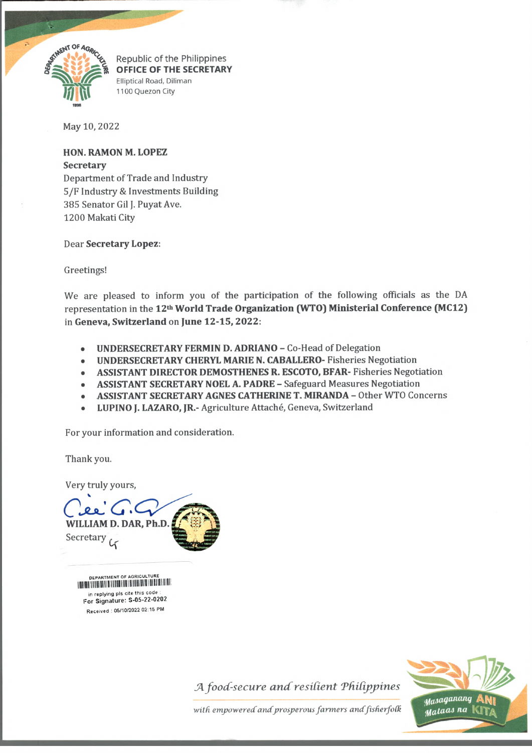Republic of the Philippines
**OFFICE OF THE SECRETARY**
Elliptical Road, Diliman
1100 Quezon City

May 10, 2022

**HON. RAMON M. LOPEZ**
**Secretary**
Department of Trade and Industry
5/F Industry & Investments Building
385 Senator Gil J. Puyat Ave.
1200 Makati City

Dear **Secretary Lopez**:

Greetings!

We are pleased to inform you of the participation of the following officials as the DA representation in the **12th World Trade Organization (WTO) Ministerial Conference (MC12)** in **Geneva, Switzerland** on **June 12-15, 2022**:

- **UNDERSECRETARY FERMIN D. ADRIANO –** Co-Head of Delegation
- **UNDERSECRETARY CHERYL MARIE N. CABALLERO-** Fisheries Negotiation
- **ASSISTANT DIRECTOR DEMOSTHENES R. ESCOTO, BFAR-** Fisheries Negotiation
- **ASSISTANT SECRETARY NOEL A. PADRE –** Safeguard Measures Negotiation
- **ASSISTANT SECRETARY AGNES CATHERINE T. MIRANDA –** Other WTO Concerns
- **LUPINO J. LAZARO, JR.-** Agriculture Attaché, Geneva, Switzerland

For your information and consideration.

Thank you.

Very truly yours,

**WILLIAM D. DAR, Ph.D.**
Secretary

DEPARTMENT OF AGRICULTURE
in replying pls cite this code :
For Signature: S-05-22-0202
Received : 05/10/2022 02:15 PM

*A food-secure and resilient Philippines*
*with empowered and prosperous farmers and fisherfolk*

Masaganang ANI Mataas na KITA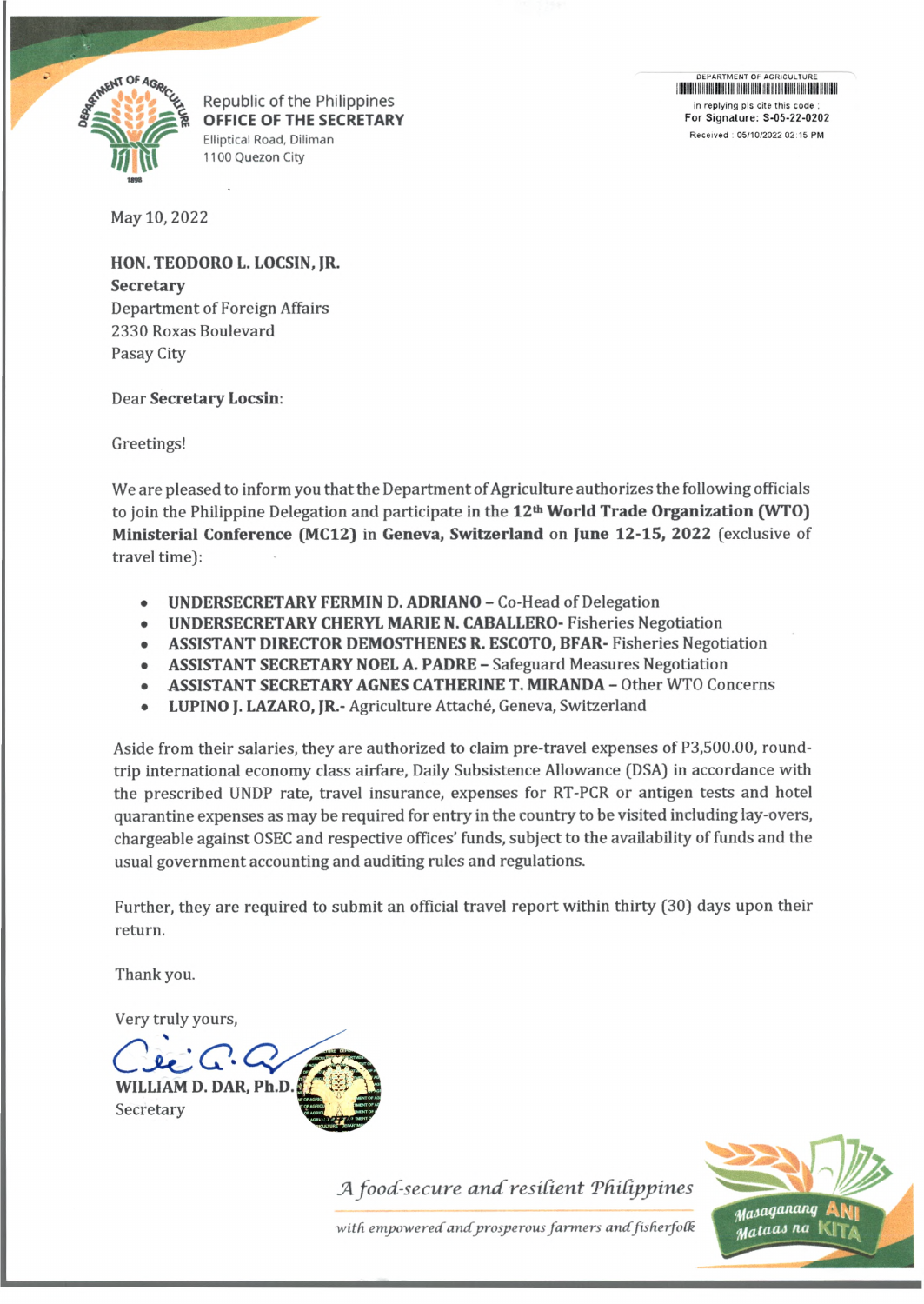Republic of the Philippines
**OFFICE OF THE SECRETARY**
Elliptical Road, Diliman
1100 Quezon City

DEPARTMENT OF AGRICULTURE
in replying pls cite this code :
For Signature: S-05-22-0202
Received : 05/10/2022 02:15 PM

May 10, 2022

**HON. TEODORO L. LOCSIN, JR.**
**Secretary**
Department of Foreign Affairs
2330 Roxas Boulevard
Pasay City

Dear **Secretary Locsin**:

Greetings!

We are pleased to inform you that the Department of Agriculture authorizes the following officials to join the Philippine Delegation and participate in the **12th World Trade Organization (WTO) Ministerial Conference (MC12)** in **Geneva, Switzerland** on **June 12-15, 2022** (exclusive of travel time):

- **UNDERSECRETARY FERMIN D. ADRIANO –** Co-Head of Delegation
- **UNDERSECRETARY CHERYL MARIE N. CABALLERO-** Fisheries Negotiation
- **ASSISTANT DIRECTOR DEMOSTHENES R. ESCOTO, BFAR-** Fisheries Negotiation
- **ASSISTANT SECRETARY NOEL A. PADRE –** Safeguard Measures Negotiation
- **ASSISTANT SECRETARY AGNES CATHERINE T. MIRANDA –** Other WTO Concerns
- **LUPINO J. LAZARO, JR.-** Agriculture Attaché, Geneva, Switzerland

Aside from their salaries, they are authorized to claim pre-travel expenses of P3,500.00, round-trip international economy class airfare, Daily Subsistence Allowance (DSA) in accordance with the prescribed UNDP rate, travel insurance, expenses for RT-PCR or antigen tests and hotel quarantine expenses as may be required for entry in the country to be visited including lay-overs, chargeable against OSEC and respective offices' funds, subject to the availability of funds and the usual government accounting and auditing rules and regulations.

Further, they are required to submit an official travel report within thirty (30) days upon their return.

Thank you.

Very truly yours,

**WILLIAM D. DAR, Ph.D.**
Secretary

*A food-secure and resilient Philippines*
*with empowered and prosperous farmers and fisherfolk*

Masaganang ANI Mataas na KITA